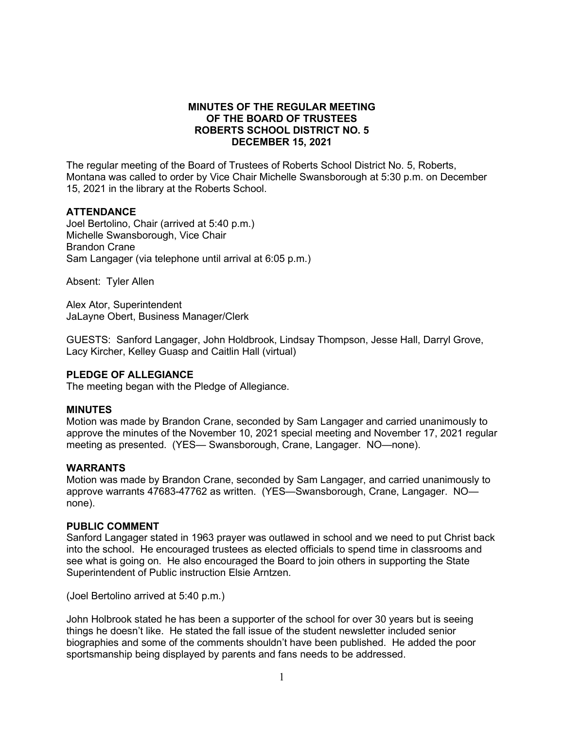# MINUTES OF THE REGULAR MEETING OF THE BOARD OF TRUSTEES ROBERTS SCHOOL DISTRICT NO. 5 DECEMBER 15, 2021

The regular meeting of the Board of Trustees of Roberts School District No. 5, Roberts, Montana was called to order by Vice Chair Michelle Swansborough at 5:30 p.m. on December 15, 2021 in the library at the Roberts School.

## ATTENDANCE

Joel Bertolino, Chair (arrived at 5:40 p.m.)
Michelle Swansborough, Vice Chair
Brandon Crane
Sam Langager (via telephone until arrival at 6:05 p.m.)

Absent: Tyler Allen

Alex Ator, Superintendent
JaLayne Obert, Business Manager/Clerk

GUESTS: Sanford Langager, John Holdbrook, Lindsay Thompson, Jesse Hall, Darryl Grove, Lacy Kircher, Kelley Guasp and Caitlin Hall (virtual)

## PLEDGE OF ALLEGIANCE

The meeting began with the Pledge of Allegiance.

## MINUTES

Motion was made by Brandon Crane, seconded by Sam Langager and carried unanimously to approve the minutes of the November 10, 2021 special meeting and November 17, 2021 regular meeting as presented. (YES— Swansborough, Crane, Langager. NO—none).

## WARRANTS

Motion was made by Brandon Crane, seconded by Sam Langager, and carried unanimously to approve warrants 47683-47762 as written. (YES—Swansborough, Crane, Langager. NO—none).

## PUBLIC COMMENT

Sanford Langager stated in 1963 prayer was outlawed in school and we need to put Christ back into the school. He encouraged trustees as elected officials to spend time in classrooms and see what is going on. He also encouraged the Board to join others in supporting the State Superintendent of Public instruction Elsie Arntzen.

(Joel Bertolino arrived at 5:40 p.m.)

John Holbrook stated he has been a supporter of the school for over 30 years but is seeing things he doesn't like. He stated the fall issue of the student newsletter included senior biographies and some of the comments shouldn't have been published. He added the poor sportsmanship being displayed by parents and fans needs to be addressed.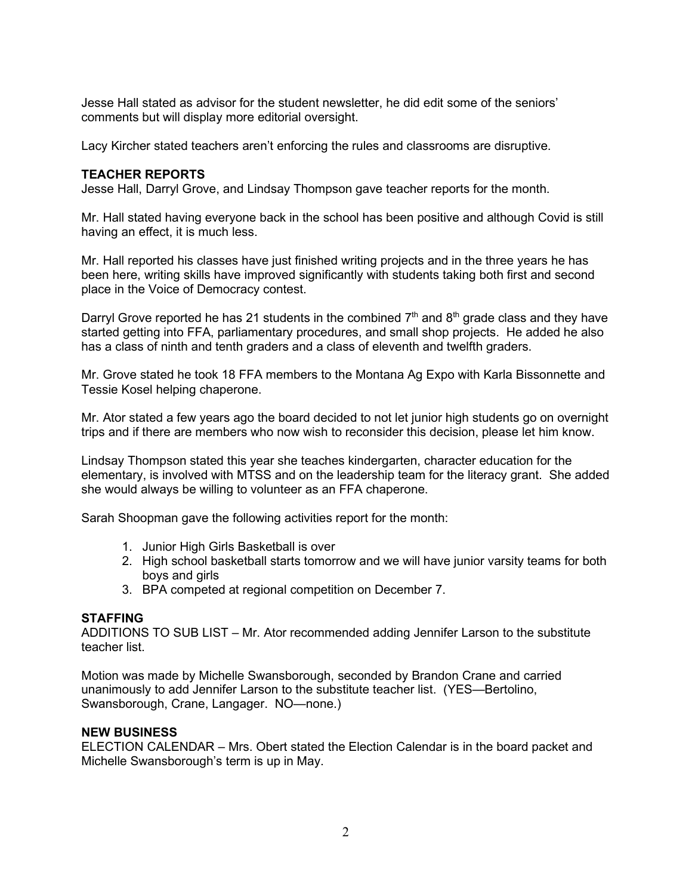Jesse Hall stated as advisor for the student newsletter, he did edit some of the seniors' comments but will display more editorial oversight.

Lacy Kircher stated teachers aren't enforcing the rules and classrooms are disruptive.

**TEACHER REPORTS**

Jesse Hall, Darryl Grove, and Lindsay Thompson gave teacher reports for the month.

Mr. Hall stated having everyone back in the school has been positive and although Covid is still having an effect, it is much less.

Mr. Hall reported his classes have just finished writing projects and in the three years he has been here, writing skills have improved significantly with students taking both first and second place in the Voice of Democracy contest.

Darryl Grove reported he has 21 students in the combined 7th and 8th grade class and they have started getting into FFA, parliamentary procedures, and small shop projects. He added he also has a class of ninth and tenth graders and a class of eleventh and twelfth graders.

Mr. Grove stated he took 18 FFA members to the Montana Ag Expo with Karla Bissonnette and Tessie Kosel helping chaperone.

Mr. Ator stated a few years ago the board decided to not let junior high students go on overnight trips and if there are members who now wish to reconsider this decision, please let him know.

Lindsay Thompson stated this year she teaches kindergarten, character education for the elementary, is involved with MTSS and on the leadership team for the literacy grant. She added she would always be willing to volunteer as an FFA chaperone.

Sarah Shoopman gave the following activities report for the month:

1. Junior High Girls Basketball is over
2. High school basketball starts tomorrow and we will have junior varsity teams for both boys and girls
3. BPA competed at regional competition on December 7.

**STAFFING**

ADDITIONS TO SUB LIST – Mr. Ator recommended adding Jennifer Larson to the substitute teacher list.

Motion was made by Michelle Swansborough, seconded by Brandon Crane and carried unanimously to add Jennifer Larson to the substitute teacher list. (YES—Bertolino, Swansborough, Crane, Langager. NO—none.)

**NEW BUSINESS**

ELECTION CALENDAR – Mrs. Obert stated the Election Calendar is in the board packet and Michelle Swansborough's term is up in May.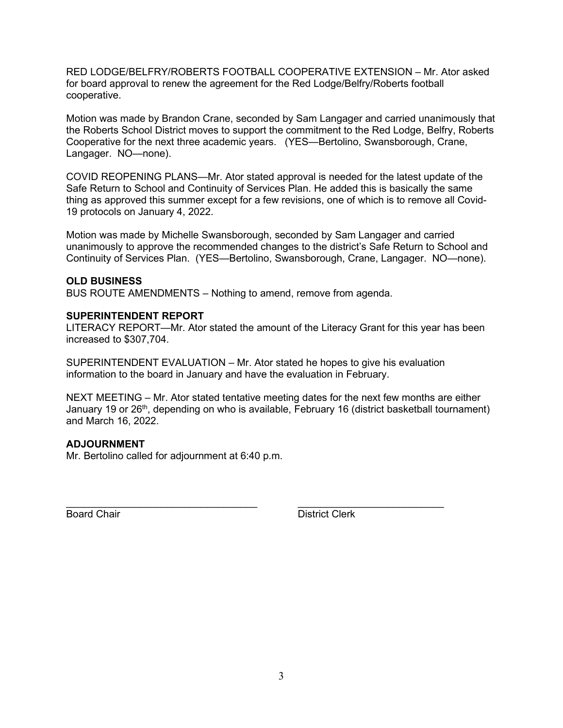RED LODGE/BELFRY/ROBERTS FOOTBALL COOPERATIVE EXTENSION – Mr. Ator asked for board approval to renew the agreement for the Red Lodge/Belfry/Roberts football cooperative.

Motion was made by Brandon Crane, seconded by Sam Langager and carried unanimously that the Roberts School District moves to support the commitment to the Red Lodge, Belfry, Roberts Cooperative for the next three academic years. (YES—Bertolino, Swansborough, Crane, Langager. NO—none).

COVID REOPENING PLANS—Mr. Ator stated approval is needed for the latest update of the Safe Return to School and Continuity of Services Plan. He added this is basically the same thing as approved this summer except for a few revisions, one of which is to remove all Covid-19 protocols on January 4, 2022.

Motion was made by Michelle Swansborough, seconded by Sam Langager and carried unanimously to approve the recommended changes to the district's Safe Return to School and Continuity of Services Plan. (YES—Bertolino, Swansborough, Crane, Langager. NO—none).

**OLD BUSINESS**

BUS ROUTE AMENDMENTS – Nothing to amend, remove from agenda.

**SUPERINTENDENT REPORT**

LITERACY REPORT—Mr. Ator stated the amount of the Literacy Grant for this year has been increased to $307,704.

SUPERINTENDENT EVALUATION – Mr. Ator stated he hopes to give his evaluation information to the board in January and have the evaluation in February.

NEXT MEETING – Mr. Ator stated tentative meeting dates for the next few months are either January 19 or 26th, depending on who is available, February 16 (district basketball tournament) and March 16, 2022.

**ADJOURNMENT**

Mr. Bertolino called for adjournment at 6:40 p.m.

\_\_\_\_\_\_\_\_\_\_\_\_\_\_\_\_\_\_\_\_\_\_\_\_\_\_\_\_\_\_ \_\_\_\_\_\_\_\_\_\_\_\_\_\_\_\_\_\_\_\_\_\_\_\_\_\_

Board Chair District Clerk